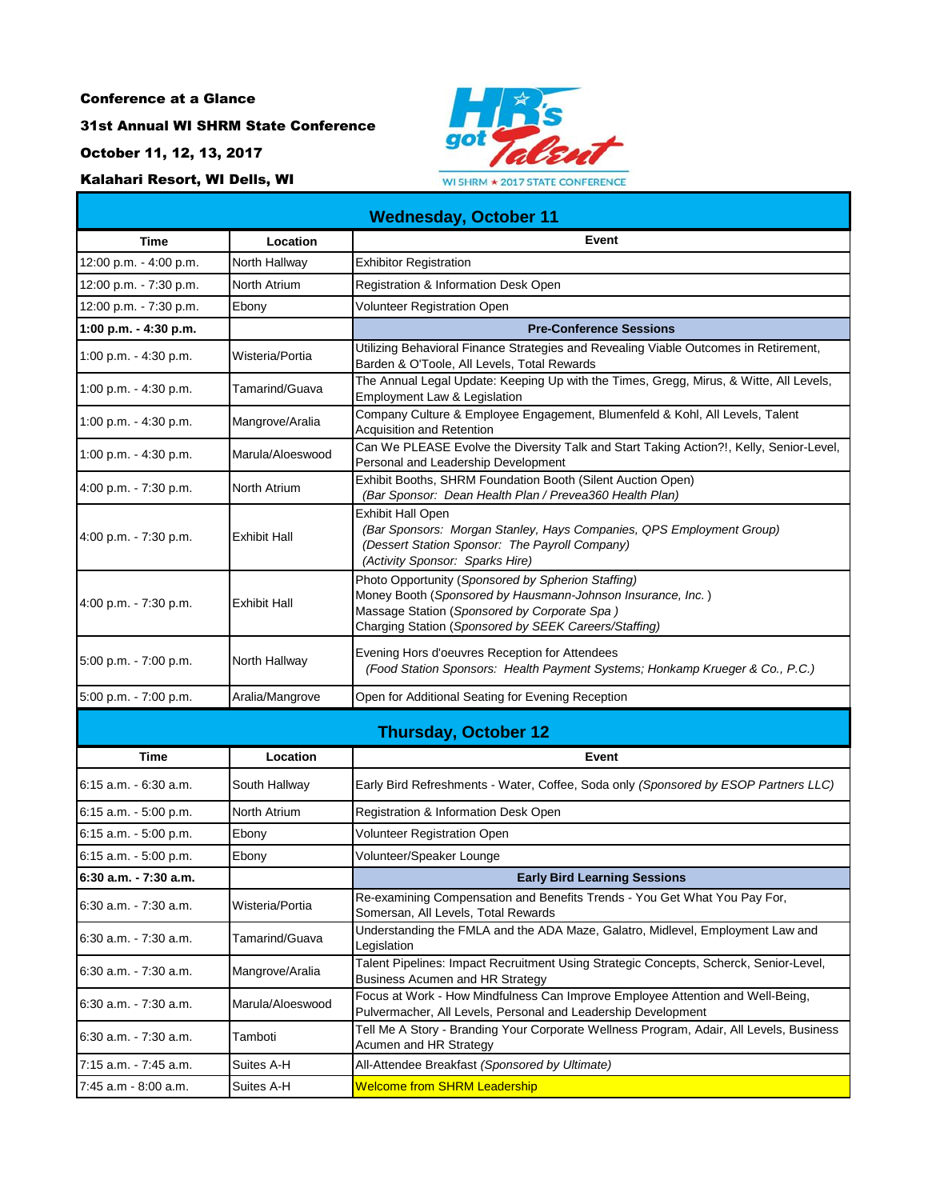**Conference at a Glance**

**31st Annual WI SHRM State Conference**

**October 11, 12, 13, 2017**

**Kalahari Resort, WI Dells, WI**

## Wednesday, October 11

| Time | Location | Event |
|---|---|---|
| 12:00 p.m. - 4:00 p.m. | North Hallway | Exhibitor Registration |
| 12:00 p.m. - 7:30 p.m. | North Atrium | Registration & Information Desk Open |
| 12:00 p.m. - 7:30 p.m. | Ebony | Volunteer Registration Open |
| **1:00 p.m. - 4:30 p.m.** | | **Pre-Conference Sessions** |
| 1:00 p.m. - 4:30 p.m. | Wisteria/Portia | Utilizing Behavioral Finance Strategies and Revealing Viable Outcomes in Retirement, Barden & O'Toole, All Levels, Total Rewards |
| 1:00 p.m. - 4:30 p.m. | Tamarind/Guava | The Annual Legal Update: Keeping Up with the Times, Gregg, Mirus, & Witte, All Levels, Employment Law & Legislation |
| 1:00 p.m. - 4:30 p.m. | Mangrove/Aralia | Company Culture & Employee Engagement, Blumenfeld & Kohl, All Levels, Talent Acquisition and Retention |
| 1:00 p.m. - 4:30 p.m. | Marula/Aloeswood | Can We PLEASE Evolve the Diversity Talk and Start Taking Action?!, Kelly, Senior-Level, Personal and Leadership Development |
| 4:00 p.m. - 7:30 p.m. | North Atrium | Exhibit Booths, SHRM Foundation Booth (Silent Auction Open) *(Bar Sponsor: Dean Health Plan / Prevea360 Health Plan)* |
| 4:00 p.m. - 7:30 p.m. | Exhibit Hall | Exhibit Hall Open *(Bar Sponsors: Morgan Stanley, Hays Companies, QPS Employment Group)* *(Dessert Station Sponsor: The Payroll Company)* *(Activity Sponsor: Sparks Hire)* |
| 4:00 p.m. - 7:30 p.m. | Exhibit Hall | Photo Opportunity (*Sponsored by Spherion Staffing)* Money Booth (*Sponsored by Hausmann-Johnson Insurance, Inc.* ) Massage Station (*Sponsored by Corporate Spa* ) Charging Station (*Sponsored by SEEK Careers/Staffing)* |
| 5:00 p.m. - 7:00 p.m. | North Hallway | Evening Hors d'oeuvres Reception for Attendees *(Food Station Sponsors: Health Payment Systems; Honkamp Krueger & Co., P.C.)* |
| 5:00 p.m. - 7:00 p.m. | Aralia/Mangrove | Open for Additional Seating for Evening Reception |

## Thursday, October 12

| Time | Location | Event |
|---|---|---|
| 6:15 a.m. - 6:30 a.m. | South Hallway | Early Bird Refreshments - Water, Coffee, Soda only *(Sponsored by ESOP Partners LLC)* |
| 6:15 a.m. - 5:00 p.m. | North Atrium | Registration & Information Desk Open |
| 6:15 a.m. - 5:00 p.m. | Ebony | Volunteer Registration Open |
| 6:15 a.m. - 5:00 p.m. | Ebony | Volunteer/Speaker Lounge |
| **6:30 a.m. - 7:30 a.m.** | | **Early Bird Learning Sessions** |
| 6:30 a.m. - 7:30 a.m. | Wisteria/Portia | Re-examining Compensation and Benefits Trends - You Get What You Pay For, Somersan, All Levels, Total Rewards |
| 6:30 a.m. - 7:30 a.m. | Tamarind/Guava | Understanding the FMLA and the ADA Maze, Galatro, Midlevel, Employment Law and Legislation |
| 6:30 a.m. - 7:30 a.m. | Mangrove/Aralia | Talent Pipelines: Impact Recruitment Using Strategic Concepts, Scherck, Senior-Level, Business Acumen and HR Strategy |
| 6:30 a.m. - 7:30 a.m. | Marula/Aloeswood | Focus at Work - How Mindfulness Can Improve Employee Attention and Well-Being, Pulvermacher, All Levels, Personal and Leadership Development |
| 6:30 a.m. - 7:30 a.m. | Tamboti | Tell Me A Story - Branding Your Corporate Wellness Program, Adair, All Levels, Business Acumen and HR Strategy |
| 7:15 a.m. - 7:45 a.m. | Suites A-H | All-Attendee Breakfast *(Sponsored by Ultimate)* |
| 7:45 a.m - 8:00 a.m. | Suites A-H | Welcome from SHRM Leadership |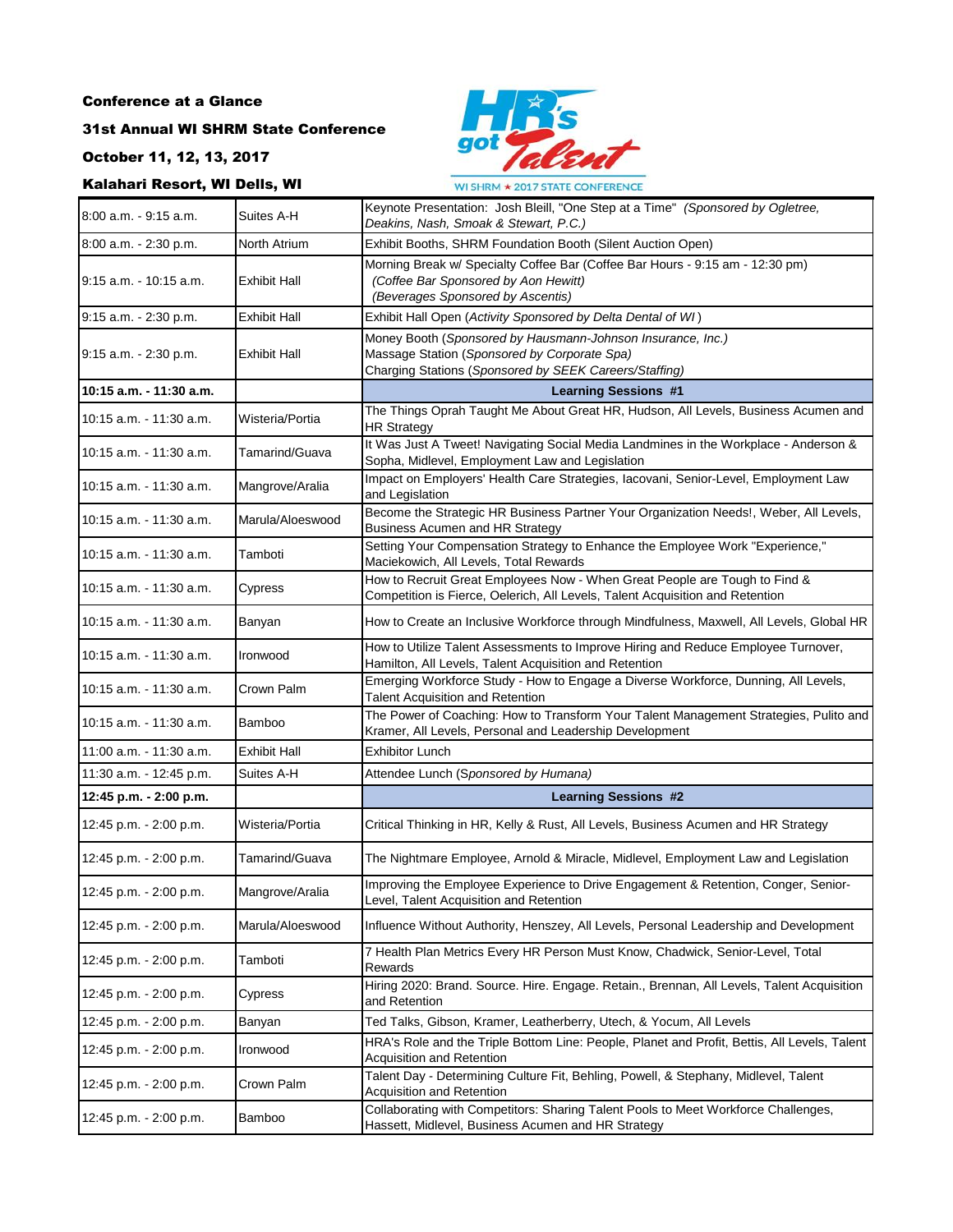**Conference at a Glance**

**31st Annual WI SHRM State Conference**

**October 11, 12, 13, 2017**

**Kalahari Resort, WI Dells, WI**

HR's got Talent — WI SHRM ★ 2017 STATE CONFERENCE

| | | |
|---|---|---|
| 8:00 a.m. - 9:15 a.m. | Suites A-H | Keynote Presentation: Josh Bleill, "One Step at a Time" *(Sponsored by Ogletree, Deakins, Nash, Smoak & Stewart, P.C.)* |
| 8:00 a.m. - 2:30 p.m. | North Atrium | Exhibit Booths, SHRM Foundation Booth (Silent Auction Open) |
| 9:15 a.m. - 10:15 a.m. | Exhibit Hall | Morning Break w/ Specialty Coffee Bar (Coffee Bar Hours - 9:15 am - 12:30 pm) *(Coffee Bar Sponsored by Aon Hewitt)* *(Beverages Sponsored by Ascentis)* |
| 9:15 a.m. - 2:30 p.m. | Exhibit Hall | Exhibit Hall Open (*Activity Sponsored by Delta Dental of WI*) |
| 9:15 a.m. - 2:30 p.m. | Exhibit Hall | Money Booth (*Sponsored by Hausmann-Johnson Insurance, Inc.)* Massage Station (*Sponsored by Corporate Spa)* Charging Stations (*Sponsored by SEEK Careers/Staffing)* |
| **10:15 a.m. - 11:30 a.m.** | | **Learning Sessions #1** |
| 10:15 a.m. - 11:30 a.m. | Wisteria/Portia | The Things Oprah Taught Me About Great HR, Hudson, All Levels, Business Acumen and HR Strategy |
| 10:15 a.m. - 11:30 a.m. | Tamarind/Guava | It Was Just A Tweet! Navigating Social Media Landmines in the Workplace - Anderson & Sopha, Midlevel, Employment Law and Legislation |
| 10:15 a.m. - 11:30 a.m. | Mangrove/Aralia | Impact on Employers' Health Care Strategies, Iacovani, Senior-Level, Employment Law and Legislation |
| 10:15 a.m. - 11:30 a.m. | Marula/Aloeswood | Become the Strategic HR Business Partner Your Organization Needs!, Weber, All Levels, Business Acumen and HR Strategy |
| 10:15 a.m. - 11:30 a.m. | Tamboti | Setting Your Compensation Strategy to Enhance the Employee Work "Experience," Maciekowich, All Levels, Total Rewards |
| 10:15 a.m. - 11:30 a.m. | Cypress | How to Recruit Great Employees Now - When Great People are Tough to Find & Competition is Fierce, Oelerich, All Levels, Talent Acquisition and Retention |
| 10:15 a.m. - 11:30 a.m. | Banyan | How to Create an Inclusive Workforce through Mindfulness, Maxwell, All Levels, Global HR |
| 10:15 a.m. - 11:30 a.m. | Ironwood | How to Utilize Talent Assessments to Improve Hiring and Reduce Employee Turnover, Hamilton, All Levels, Talent Acquisition and Retention |
| 10:15 a.m. - 11:30 a.m. | Crown Palm | Emerging Workforce Study - How to Engage a Diverse Workforce, Dunning, All Levels, Talent Acquisition and Retention |
| 10:15 a.m. - 11:30 a.m. | Bamboo | The Power of Coaching: How to Transform Your Talent Management Strategies, Pulito and Kramer, All Levels, Personal and Leadership Development |
| 11:00 a.m. - 11:30 a.m. | Exhibit Hall | Exhibitor Lunch |
| 11:30 a.m. - 12:45 p.m. | Suites A-H | Attendee Lunch (*Sponsored by Humana)* |
| **12:45 p.m. - 2:00 p.m.** | | **Learning Sessions #2** |
| 12:45 p.m. - 2:00 p.m. | Wisteria/Portia | Critical Thinking in HR, Kelly & Rust, All Levels, Business Acumen and HR Strategy |
| 12:45 p.m. - 2:00 p.m. | Tamarind/Guava | The Nightmare Employee, Arnold & Miracle, Midlevel, Employment Law and Legislation |
| 12:45 p.m. - 2:00 p.m. | Mangrove/Aralia | Improving the Employee Experience to Drive Engagement & Retention, Conger, Senior-Level, Talent Acquisition and Retention |
| 12:45 p.m. - 2:00 p.m. | Marula/Aloeswood | Influence Without Authority, Henszey, All Levels, Personal Leadership and Development |
| 12:45 p.m. - 2:00 p.m. | Tamboti | 7 Health Plan Metrics Every HR Person Must Know, Chadwick, Senior-Level, Total Rewards |
| 12:45 p.m. - 2:00 p.m. | Cypress | Hiring 2020: Brand. Source. Hire. Engage. Retain., Brennan, All Levels, Talent Acquisition and Retention |
| 12:45 p.m. - 2:00 p.m. | Banyan | Ted Talks, Gibson, Kramer, Leatherberry, Utech, & Yocum, All Levels |
| 12:45 p.m. - 2:00 p.m. | Ironwood | HRA's Role and the Triple Bottom Line: People, Planet and Profit, Bettis, All Levels, Talent Acquisition and Retention |
| 12:45 p.m. - 2:00 p.m. | Crown Palm | Talent Day - Determining Culture Fit, Behling, Powell, & Stephany, Midlevel, Talent Acquisition and Retention |
| 12:45 p.m. - 2:00 p.m. | Bamboo | Collaborating with Competitors: Sharing Talent Pools to Meet Workforce Challenges, Hassett, Midlevel, Business Acumen and HR Strategy |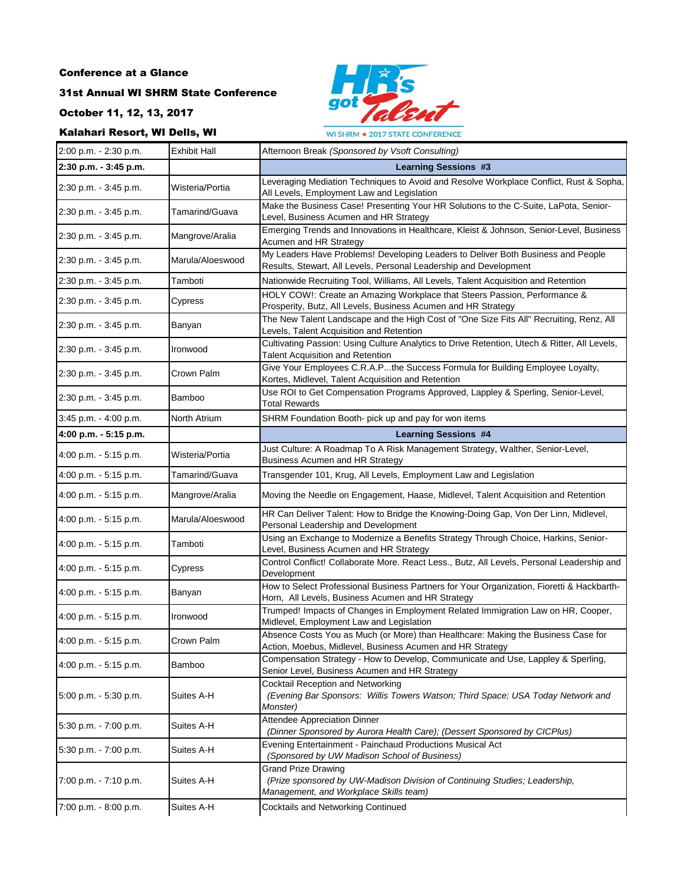**Conference at a Glance**

**31st Annual WI SHRM State Conference**

**October 11, 12, 13, 2017**

**Kalahari Resort, WI Dells, WI**

| | | |
|---|---|---|
| 2:00 p.m. - 2:30 p.m. | Exhibit Hall | Afternoon Break *(Sponsored by Vsoft Consulting)* |
| **2:30 p.m. - 3:45 p.m.** | | **Learning Sessions #3** |
| 2:30 p.m. - 3:45 p.m. | Wisteria/Portia | Leveraging Mediation Techniques to Avoid and Resolve Workplace Conflict, Rust & Sopha, All Levels, Employment Law and Legislation |
| 2:30 p.m. - 3:45 p.m. | Tamarind/Guava | Make the Business Case! Presenting Your HR Solutions to the C-Suite, LaPota, Senior-Level, Business Acumen and HR Strategy |
| 2:30 p.m. - 3:45 p.m. | Mangrove/Aralia | Emerging Trends and Innovations in Healthcare, Kleist & Johnson, Senior-Level, Business Acumen and HR Strategy |
| 2:30 p.m. - 3:45 p.m. | Marula/Aloeswood | My Leaders Have Problems! Developing Leaders to Deliver Both Business and People Results, Stewart, All Levels, Personal Leadership and Development |
| 2:30 p.m. - 3:45 p.m. | Tamboti | Nationwide Recruiting Tool, Williams, All Levels, Talent Acquisition and Retention |
| 2:30 p.m. - 3:45 p.m. | Cypress | HOLY COW!: Create an Amazing Workplace that Steers Passion, Performance & Prosperity, Butz, All Levels, Business Acumen and HR Strategy |
| 2:30 p.m. - 3:45 p.m. | Banyan | The New Talent Landscape and the High Cost of "One Size Fits All" Recruiting, Renz, All Levels, Talent Acquisition and Retention |
| 2:30 p.m. - 3:45 p.m. | Ironwood | Cultivating Passion: Using Culture Analytics to Drive Retention, Utech & Ritter, All Levels, Talent Acquisition and Retention |
| 2:30 p.m. - 3:45 p.m. | Crown Palm | Give Your Employees C.R.A.P...the Success Formula for Building Employee Loyalty, Kortes, Midlevel, Talent Acquisition and Retention |
| 2:30 p.m. - 3:45 p.m. | Bamboo | Use ROI to Get Compensation Programs Approved, Lappley & Sperling, Senior-Level, Total Rewards |
| 3:45 p.m. - 4:00 p.m. | North Atrium | SHRM Foundation Booth- pick up and pay for won items |
| **4:00 p.m. - 5:15 p.m.** | | **Learning Sessions #4** |
| 4:00 p.m. - 5:15 p.m. | Wisteria/Portia | Just Culture: A Roadmap To A Risk Management Strategy, Walther, Senior-Level, Business Acumen and HR Strategy |
| 4:00 p.m. - 5:15 p.m. | Tamarind/Guava | Transgender 101, Krug, All Levels, Employment Law and Legislation |
| 4:00 p.m. - 5:15 p.m. | Mangrove/Aralia | Moving the Needle on Engagement, Haase, Midlevel, Talent Acquisition and Retention |
| 4:00 p.m. - 5:15 p.m. | Marula/Aloeswood | HR Can Deliver Talent: How to Bridge the Knowing-Doing Gap, Von Der Linn, Midlevel, Personal Leadership and Development |
| 4:00 p.m. - 5:15 p.m. | Tamboti | Using an Exchange to Modernize a Benefits Strategy Through Choice, Harkins, Senior-Level, Business Acumen and HR Strategy |
| 4:00 p.m. - 5:15 p.m. | Cypress | Control Conflict! Collaborate More. React Less., Butz, All Levels, Personal Leadership and Development |
| 4:00 p.m. - 5:15 p.m. | Banyan | How to Select Professional Business Partners for Your Organization, Fioretti & Hackbarth-Horn, All Levels, Business Acumen and HR Strategy |
| 4:00 p.m. - 5:15 p.m. | Ironwood | Trumped! Impacts of Changes in Employment Related Immigration Law on HR, Cooper, Midlevel, Employment Law and Legislation |
| 4:00 p.m. - 5:15 p.m. | Crown Palm | Absence Costs You as Much (or More) than Healthcare: Making the Business Case for Action, Moebus, Midlevel, Business Acumen and HR Strategy |
| 4:00 p.m. - 5:15 p.m. | Bamboo | Compensation Strategy - How to Develop, Communicate and Use, Lappley & Sperling, Senior Level, Business Acumen and HR Strategy |
| 5:00 p.m. - 5:30 p.m. | Suites A-H | Cocktail Reception and Networking *(Evening Bar Sponsors: Willis Towers Watson; Third Space; USA Today Network and Monster)* |
| 5:30 p.m. - 7:00 p.m. | Suites A-H | Attendee Appreciation Dinner *(Dinner Sponsored by Aurora Health Care); (Dessert Sponsored by CICPlus)* |
| 5:30 p.m. - 7:00 p.m. | Suites A-H | Evening Entertainment - Painchaud Productions Musical Act *(Sponsored by UW Madison School of Business)* |
| 7:00 p.m. - 7:10 p.m. | Suites A-H | Grand Prize Drawing *(Prize sponsored by UW-Madison Division of Continuing Studies; Leadership, Management, and Workplace Skills team)* |
| 7:00 p.m. - 8:00 p.m. | Suites A-H | Cocktails and Networking Continued |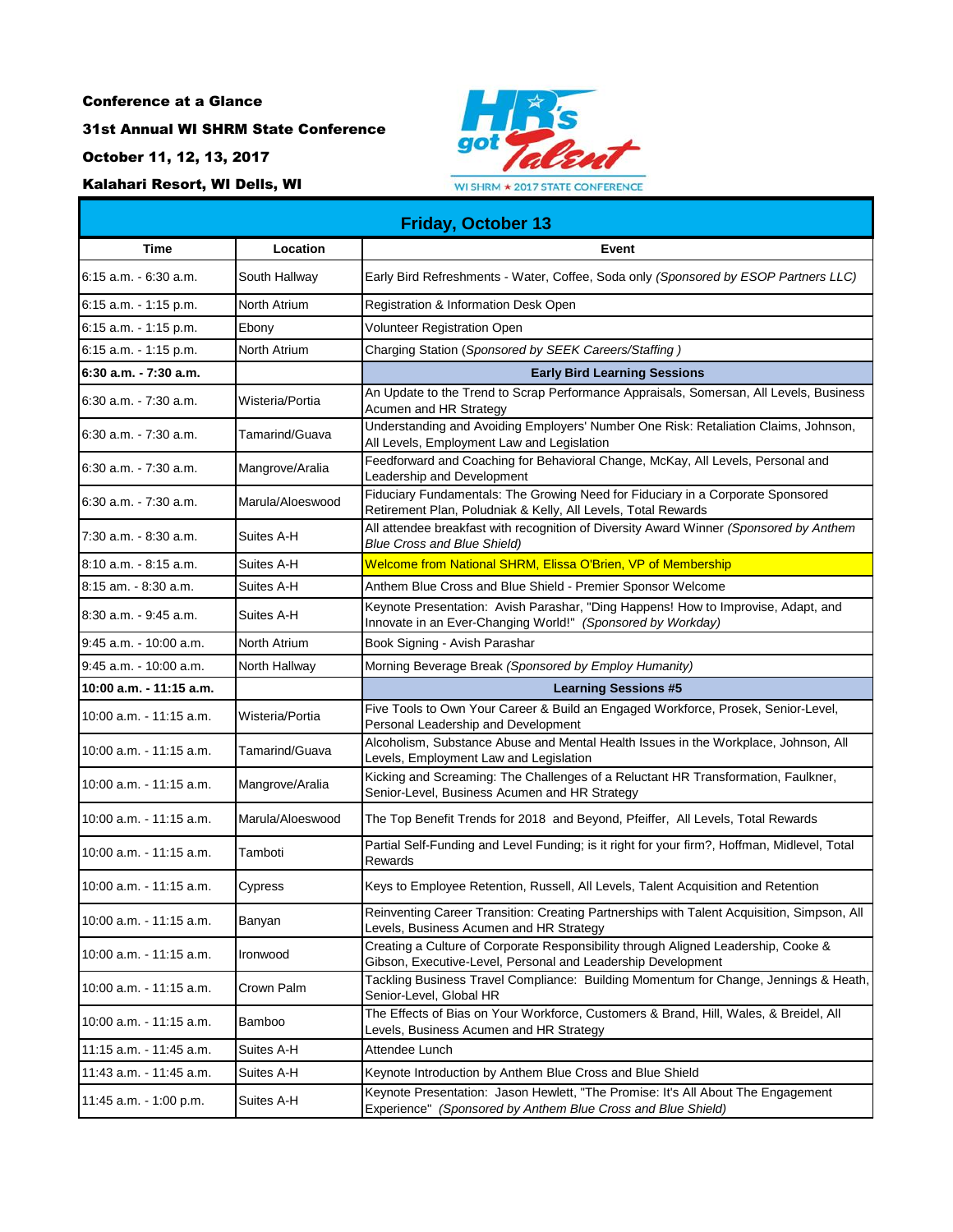**Conference at a Glance**

**31st Annual WI SHRM State Conference**

**October 11, 12, 13, 2017**

**Kalahari Resort, WI Dells, WI**

HR's got Talent
WI SHRM ★ 2017 STATE CONFERENCE

## Friday, October 13

| Time | Location | Event |
|---|---|---|
| 6:15 a.m. - 6:30 a.m. | South Hallway | Early Bird Refreshments - Water, Coffee, Soda only *(Sponsored by ESOP Partners LLC)* |
| 6:15 a.m. - 1:15 p.m. | North Atrium | Registration & Information Desk Open |
| 6:15 a.m. - 1:15 p.m. | Ebony | Volunteer Registration Open |
| 6:15 a.m. - 1:15 p.m. | North Atrium | Charging Station (*Sponsored by SEEK Careers/Staffing )* |
| **6:30 a.m. - 7:30 a.m.** | | **Early Bird Learning Sessions** |
| 6:30 a.m. - 7:30 a.m. | Wisteria/Portia | An Update to the Trend to Scrap Performance Appraisals, Somersan, All Levels, Business Acumen and HR Strategy |
| 6:30 a.m. - 7:30 a.m. | Tamarind/Guava | Understanding and Avoiding Employers' Number One Risk: Retaliation Claims, Johnson, All Levels, Employment Law and Legislation |
| 6:30 a.m. - 7:30 a.m. | Mangrove/Aralia | Feedforward and Coaching for Behavioral Change, McKay, All Levels, Personal and Leadership and Development |
| 6:30 a.m. - 7:30 a.m. | Marula/Aloeswood | Fiduciary Fundamentals: The Growing Need for Fiduciary in a Corporate Sponsored Retirement Plan, Poludniak & Kelly, All Levels, Total Rewards |
| 7:30 a.m. - 8:30 a.m. | Suites A-H | All attendee breakfast with recognition of Diversity Award Winner *(Sponsored by Anthem Blue Cross and Blue Shield)* |
| 8:10 a.m. - 8:15 a.m. | Suites A-H | Welcome from National SHRM, Elissa O'Brien, VP of Membership |
| 8:15 am. - 8:30 a.m. | Suites A-H | Anthem Blue Cross and Blue Shield - Premier Sponsor Welcome |
| 8:30 a.m. - 9:45 a.m. | Suites A-H | Keynote Presentation: Avish Parashar, "Ding Happens! How to Improvise, Adapt, and Innovate in an Ever-Changing World!" *(Sponsored by Workday)* |
| 9:45 a.m. - 10:00 a.m. | North Atrium | Book Signing - Avish Parashar |
| 9:45 a.m. - 10:00 a.m. | North Hallway | Morning Beverage Break *(Sponsored by Employ Humanity)* |
| **10:00 a.m. - 11:15 a.m.** | | **Learning Sessions #5** |
| 10:00 a.m. - 11:15 a.m. | Wisteria/Portia | Five Tools to Own Your Career & Build an Engaged Workforce, Prosek, Senior-Level, Personal Leadership and Development |
| 10:00 a.m. - 11:15 a.m. | Tamarind/Guava | Alcoholism, Substance Abuse and Mental Health Issues in the Workplace, Johnson, All Levels, Employment Law and Legislation |
| 10:00 a.m. - 11:15 a.m. | Mangrove/Aralia | Kicking and Screaming: The Challenges of a Reluctant HR Transformation, Faulkner, Senior-Level, Business Acumen and HR Strategy |
| 10:00 a.m. - 11:15 a.m. | Marula/Aloeswood | The Top Benefit Trends for 2018 and Beyond, Pfeiffer, All Levels, Total Rewards |
| 10:00 a.m. - 11:15 a.m. | Tamboti | Partial Self-Funding and Level Funding; is it right for your firm?, Hoffman, Midlevel, Total Rewards |
| 10:00 a.m. - 11:15 a.m. | Cypress | Keys to Employee Retention, Russell, All Levels, Talent Acquisition and Retention |
| 10:00 a.m. - 11:15 a.m. | Banyan | Reinventing Career Transition: Creating Partnerships with Talent Acquisition, Simpson, All Levels, Business Acumen and HR Strategy |
| 10:00 a.m. - 11:15 a.m. | Ironwood | Creating a Culture of Corporate Responsibility through Aligned Leadership, Cooke & Gibson, Executive-Level, Personal and Leadership Development |
| 10:00 a.m. - 11:15 a.m. | Crown Palm | Tackling Business Travel Compliance: Building Momentum for Change, Jennings & Heath, Senior-Level, Global HR |
| 10:00 a.m. - 11:15 a.m. | Bamboo | The Effects of Bias on Your Workforce, Customers & Brand, Hill, Wales, & Breidel, All Levels, Business Acumen and HR Strategy |
| 11:15 a.m. - 11:45 a.m. | Suites A-H | Attendee Lunch |
| 11:43 a.m. - 11:45 a.m. | Suites A-H | Keynote Introduction by Anthem Blue Cross and Blue Shield |
| 11:45 a.m. - 1:00 p.m. | Suites A-H | Keynote Presentation: Jason Hewlett, "The Promise: It's All About The Engagement Experience" *(Sponsored by Anthem Blue Cross and Blue Shield)* |